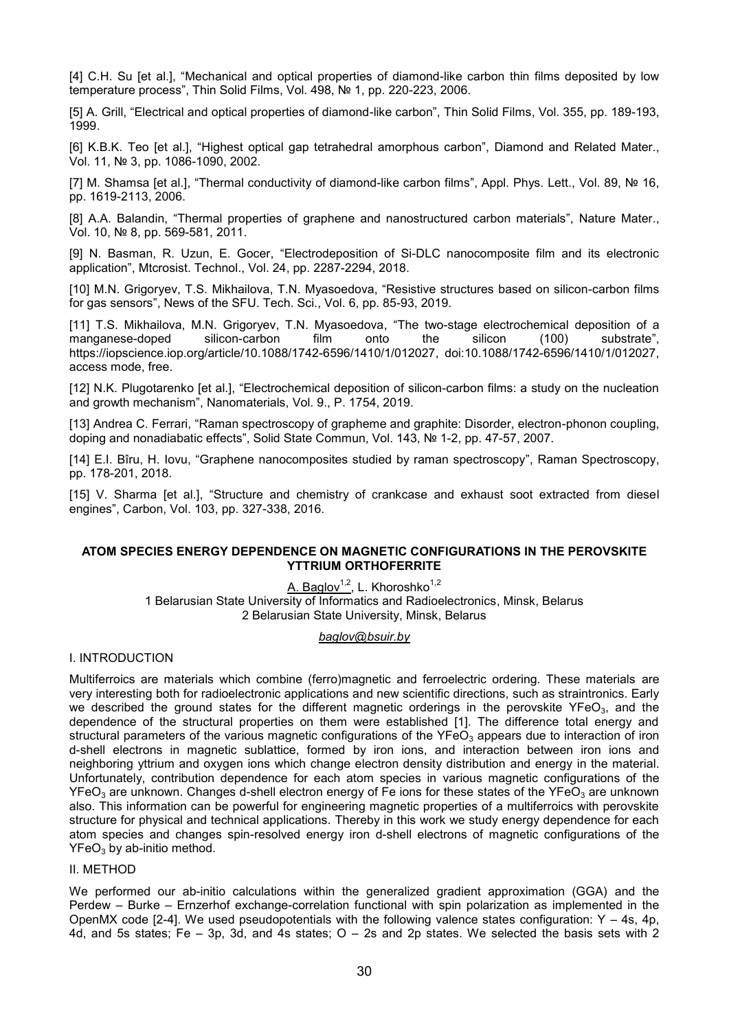[4] C.H. Su [et al.], "Mechanical and optical properties of diamond-like carbon thin films deposited by low temperature process", Thin Solid Films, Vol. 498, № 1, pp. 220-223, 2006.

[5] A. Grill, "Electrical and optical properties of diamond-like carbon", Thin Solid Films, Vol. 355, pp. 189-193, 1999.

[6] K.B.K. Teo [et al.], "Highest optical gap tetrahedral amorphous carbon", Diamond and Related Mater., Vol. 11, № 3, pp. 1086-1090, 2002.

[7] M. Shamsa [et al.], "Thermal conductivity of diamond-like carbon films", Appl. Phys. Lett., Vol. 89, № 16, pp. 1619-2113, 2006.

[8] A.A. Balandin, "Thermal properties of graphene and nanostructured carbon materials", Nature Mater., Vol. 10, № 8, pp. 569-581, 2011.

[9] N. Basman, R. Uzun, E. Gocer, "Electrodeposition of Si-DLC nanocomposite film and its electronic application", Mtcrosist. Technol., Vol. 24, pp. 2287-2294, 2018.

[10] M.N. Grigoryev, T.S. Mikhailova, T.N. Myasoedova, "Resistive structures based on silicon-carbon films for gas sensors", News of the SFU. Tech. Sci., Vol. 6, pp. 85-93, 2019.

[11] T.S. Mikhailova, M.N. Grigoryev, T.N. Myasoedova, "The two-stage electrochemical deposition of a manganese-doped silicon-carbon film onto the silicon (100) substrate", https://iopscience.iop.org/article/10.1088/1742-6596/1410/1/012027, doi:10.1088/1742-6596/1410/1/012027, access mode, free.

[12] N.K. Plugotarenko [et al.], "Electrochemical deposition of silicon-carbon films: a study on the nucleation and growth mechanism", Nanomaterials, Vol. 9., P. 1754, 2019.

[13] Andrea C. Ferrari, "Raman spectroscopy of grapheme and graphite: Disorder, electron-phonon coupling, doping and nonadiabatic effects", Solid State Commun, Vol. 143, № 1-2, pp. 47-57, 2007.

[14] E.I. Bîru, H. Iovu, "Graphene nanocomposites studied by raman spectroscopy", Raman Spectroscopy, pp. 178-201, 2018.

[15] V. Sharma [et al.], "Structure and chemistry of crankcase and exhaust soot extracted from diesel engines", Carbon, Vol. 103, pp. 327-338, 2016.

## ATOM SPECIES ENERGY DEPENDENCE ON MAGNETIC CONFIGURATIONS IN THE PEROVSKITE YTTRIUM ORTHOFERRITE

A. Baglov[1,2], L. Khoroshko[1,2]

1 Belarusian State University of Informatics and Radioelectronics, Minsk, Belarus
2 Belarusian State University, Minsk, Belarus

*baglov@bsuir.by*

### I. INTRODUCTION

Multiferroics are materials which combine (ferro)magnetic and ferroelectric ordering. These materials are very interesting both for radioelectronic applications and new scientific directions, such as straintronics. Early we described the ground states for the different magnetic orderings in the perovskite $YFeO_3$, and the dependence of the structural properties on them were established [1]. The difference total energy and structural parameters of the various magnetic configurations of the $YFeO_3$ appears due to interaction of iron d-shell electrons in magnetic sublattice, formed by iron ions, and interaction between iron ions and neighboring yttrium and oxygen ions which change electron density distribution and energy in the material. Unfortunately, contribution dependence for each atom species in various magnetic configurations of the $YFeO_3$ are unknown. Changes d-shell electron energy of Fe ions for these states of the $YFeO_3$ are unknown also. This information can be powerful for engineering magnetic properties of a multiferroics with perovskite structure for physical and technical applications. Thereby in this work we study energy dependence for each atom species and changes spin-resolved energy iron d-shell electrons of magnetic configurations of the $YFeO_3$ by ab-initio method.

### II. METHOD

We performed our ab-initio calculations within the generalized gradient approximation (GGA) and the Perdew – Burke – Ernzerhof exchange-correlation functional with spin polarization as implemented in the OpenMX code [2-4]. We used pseudopotentials with the following valence states configuration: Y – 4s, 4p, 4d, and 5s states; Fe – 3p, 3d, and 4s states; O – 2s and 2p states. We selected the basis sets with 2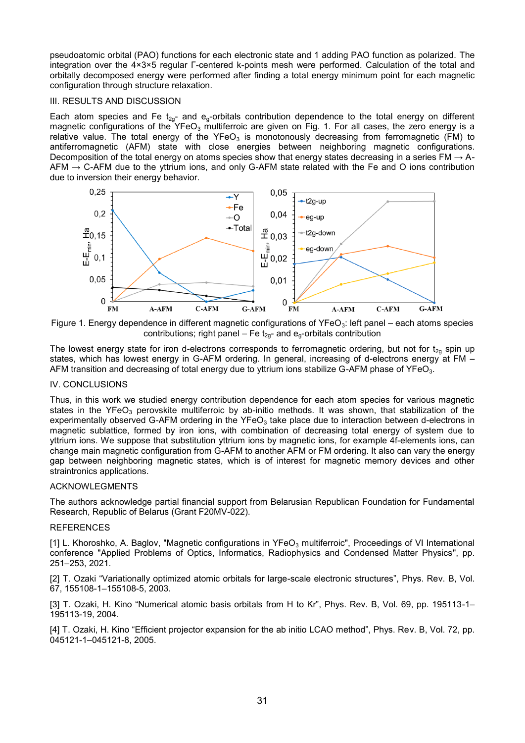pseudoatomic orbital (PAO) functions for each electronic state and 1 adding PAO function as polarized. The integration over the 4×3×5 regular Γ-centered k-points mesh were performed. Calculation of the total and orbitally decomposed energy were performed after finding a total energy minimum point for each magnetic configuration through structure relaxation.

## III. RESULTS AND DISCUSSION

Each atom species and Fe $t_{2g}$- and $e_g$-orbitals contribution dependence to the total energy on different magnetic configurations of the $YFeO_3$ multiferroic are given on Fig. 1. For all cases, the zero energy is a relative value. The total energy of the $YFeO_3$ is monotonously decreasing from ferromagnetic (FM) to antiferromagnetic (AFM) state with close energies between neighboring magnetic configurations. Decomposition of the total energy on atoms species show that energy states decreasing in a series FM → A-AFM → C-AFM due to the yttrium ions, and only G-AFM state related with the Fe and O ions contribution due to inversion their energy behavior.

0,25
0,2
0,15
0,1
0,05
0
$E-E_{min}$, Ha
FM
A-AFM
C-AFM
G-AFM
Y
Fe
O
Total

0,05
0,04
0,03
0,02
0,01
0
$E-E_{min}$, Ha
FM
A-AFM
C-AFM
G-AFM
t2g-up
eg-up
t2g-down
eg-down

Figure 1. Energy dependence in different magnetic configurations of $YFeO_3$: left panel – each atoms species contributions; right panel – Fe $t_{2g}$- and $e_g$-orbitals contribution

The lowest energy state for iron d-electrons corresponds to ferromagnetic ordering, but not for $t_{2g}$ spin up states, which has lowest energy in G-AFM ordering. In general, increasing of d-electrons energy at FM – AFM transition and decreasing of total energy due to yttrium ions stabilize G-AFM phase of $YFeO_3$.

## IV. CONCLUSIONS

Thus, in this work we studied energy contribution dependence for each atom species for various magnetic states in the $YFeO_3$ perovskite multiferroic by ab-initio methods. It was shown, that stabilization of the experimentally observed G-AFM ordering in the $YFeO_3$ take place due to interaction between d-electrons in magnetic sublattice, formed by iron ions, with combination of decreasing total energy of system due to yttrium ions. We suppose that substitution yttrium ions by magnetic ions, for example 4f-elements ions, can change main magnetic configuration from G-AFM to another AFM or FM ordering. It also can vary the energy gap between neighboring magnetic states, which is of interest for magnetic memory devices and other straintronics applications.

## ACKNOWLEGMENTS

The authors acknowledge partial financial support from Belarusian Republican Foundation for Fundamental Research, Republic of Belarus (Grant F20MV-022).

## REFERENCES

[1] L. Khoroshko, A. Baglov, "Magnetic configurations in $YFeO_3$ multiferroic", Proceedings of VI International conference "Applied Problems of Optics, Informatics, Radiophysics and Condensed Matter Physics", pp. 251–253, 2021.

[2] T. Ozaki "Variationally optimized atomic orbitals for large-scale electronic structures", Phys. Rev. B, Vol. 67, 155108-1–155108-5, 2003.

[3] T. Ozaki, H. Kino "Numerical atomic basis orbitals from H to Kr", Phys. Rev. B, Vol. 69, pp. 195113-1–195113-19, 2004.

[4] T. Ozaki, H. Kino "Efficient projector expansion for the ab initio LCAO method", Phys. Rev. B, Vol. 72, pp. 045121-1–045121-8, 2005.